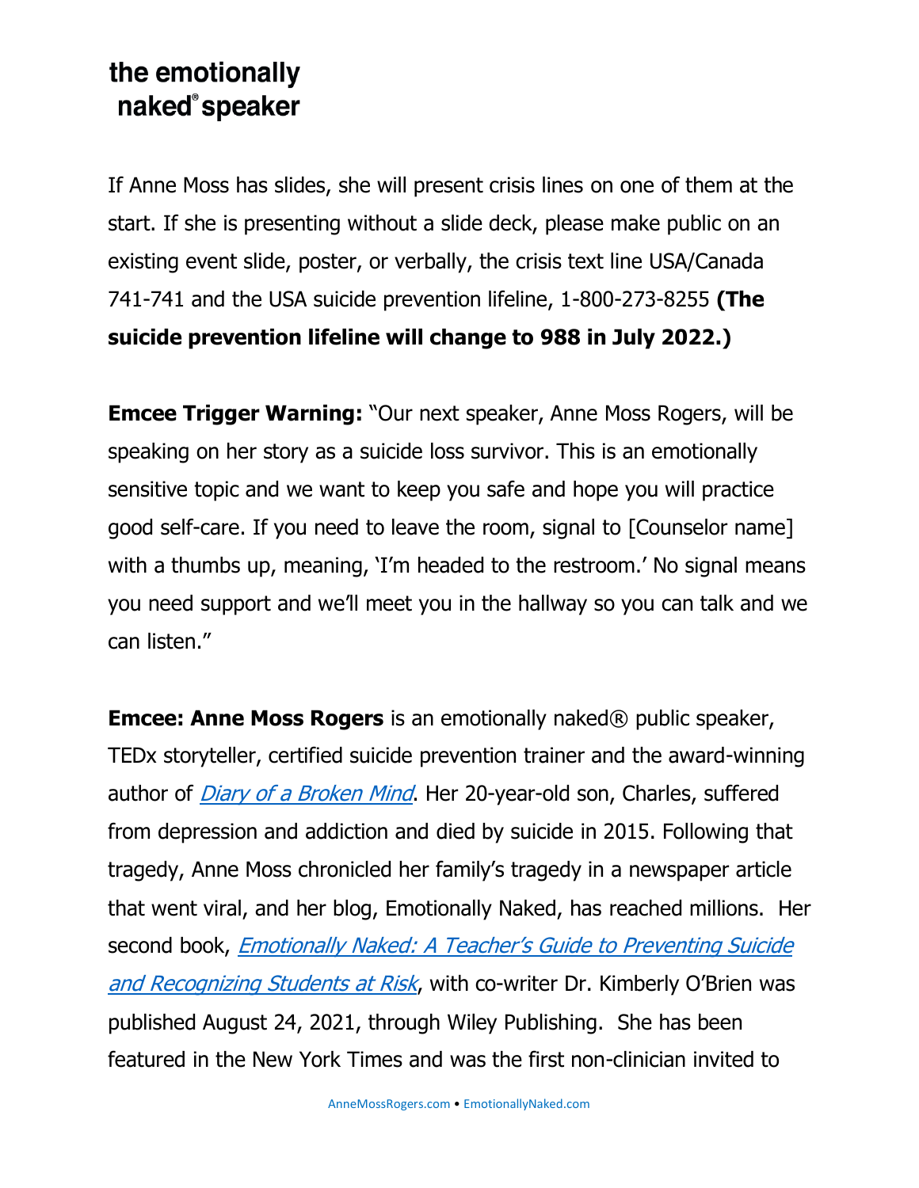**the emotionally naked® speaker**

If Anne Moss has slides, she will present crisis lines on one of them at the start. If she is presenting without a slide deck, please make public on an existing event slide, poster, or verbally, the crisis text line USA/Canada 741-741 and the USA suicide prevention lifeline, 1-800-273-8255 **(The suicide prevention lifeline will change to 988 in July 2022.)**

**Emcee Trigger Warning:** "Our next speaker, Anne Moss Rogers, will be speaking on her story as a suicide loss survivor. This is an emotionally sensitive topic and we want to keep you safe and hope you will practice good self-care. If you need to leave the room, signal to [Counselor name] with a thumbs up, meaning, 'I'm headed to the restroom.' No signal means you need support and we'll meet you in the hallway so you can talk and we can listen."

**Emcee: Anne Moss Rogers** is an emotionally naked® public speaker, TEDx storyteller, certified suicide prevention trainer and the award-winning author of *Diary of a Broken Mind*. Her 20-year-old son, Charles, suffered from depression and addiction and died by suicide in 2015. Following that tragedy, Anne Moss chronicled her family's tragedy in a newspaper article that went viral, and her blog, Emotionally Naked, has reached millions. Her second book, *Emotionally Naked: A Teacher's Guide to Preventing Suicide and Recognizing Students at Risk*, with co-writer Dr. Kimberly O'Brien was published August 24, 2021, through Wiley Publishing. She has been featured in the New York Times and was the first non-clinician invited to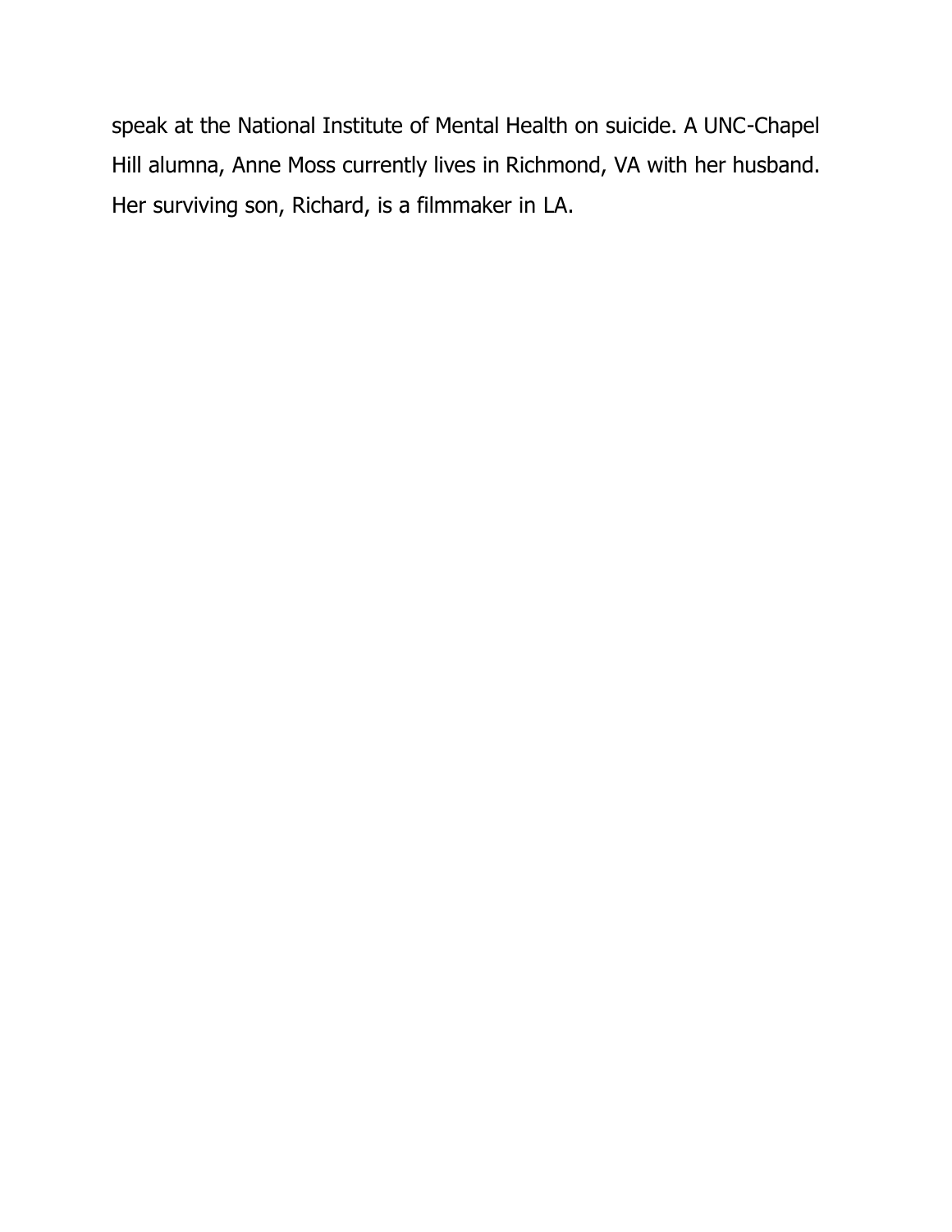speak at the National Institute of Mental Health on suicide. A UNC-Chapel Hill alumna, Anne Moss currently lives in Richmond, VA with her husband. Her surviving son, Richard, is a filmmaker in LA.